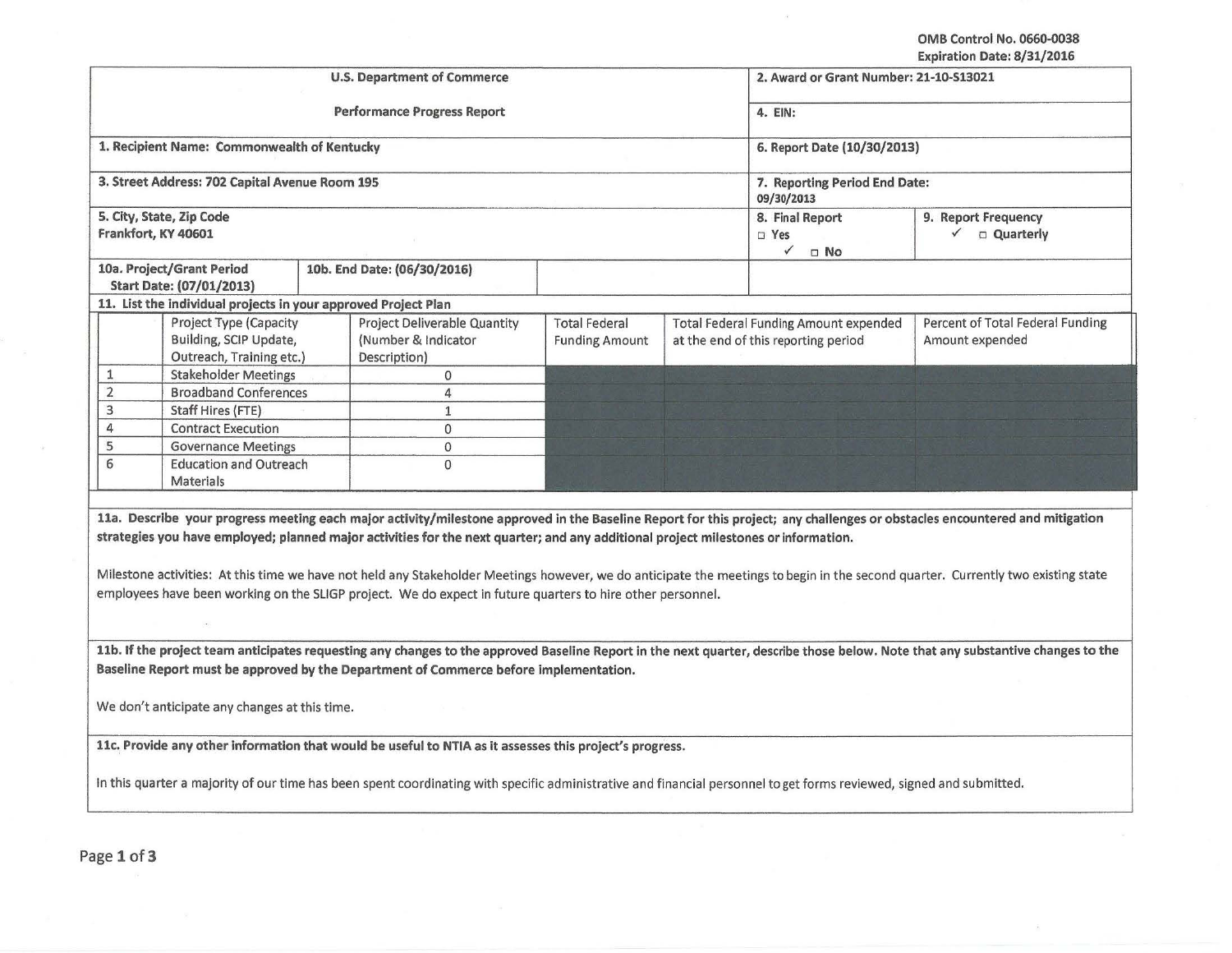OMB Control No. 0660-0038
Expiration Date: 8/31/2016

| U.S. Department of Commerce | 2. Award or Grant Number: 21-10-S13021 |
|---|---|
| Performance Progress Report | 4. EIN: |
| 1. Recipient Name: Commonwealth of Kentucky | 6. Report Date (10/30/2013) |
| 3. Street Address: 702 Capital Avenue Room 195 | 7. Reporting Period End Date: 09/30/2013 |
| 5. City, State, Zip Code Frankfort, KY 40601 | 8. Final Report □ Yes ✓ □ No / 9. Report Frequency ✓ □ Quarterly |
| 10a. Project/Grant Period Start Date: (07/01/2013) | 10b. End Date: (06/30/2016) |

**11. List the individual projects in your approved Project Plan**

| | Project Type (Capacity Building, SCIP Update, Outreach, Training etc.) | Project Deliverable Quantity (Number & Indicator Description) | Total Federal Funding Amount | Total Federal Funding Amount expended at the end of this reporting period | Percent of Total Federal Funding Amount expended |
|---|---|---|---|---|---|
| 1 | Stakeholder Meetings | 0 | | | |
| 2 | Broadband Conferences | 4 | | | |
| 3 | Staff Hires (FTE) | 1 | | | |
| 4 | Contract Execution | 0 | | | |
| 5 | Governance Meetings | 0 | | | |
| 6 | Education and Outreach Materials | 0 | | | |

**11a. Describe your progress meeting each major activity/milestone approved in the Baseline Report for this project; any challenges or obstacles encountered and mitigation strategies you have employed; planned major activities for the next quarter; and any additional project milestones or information.**

Milestone activities: At this time we have not held any Stakeholder Meetings however, we do anticipate the meetings to begin in the second quarter. Currently two existing state employees have been working on the SLIGP project. We do expect in future quarters to hire other personnel.

**11b. If the project team anticipates requesting any changes to the approved Baseline Report in the next quarter, describe those below. Note that any substantive changes to the Baseline Report must be approved by the Department of Commerce before implementation.**

We don't anticipate any changes at this time.

**11c. Provide any other information that would be useful to NTIA as it assesses this project's progress.**

In this quarter a majority of our time has been spent coordinating with specific administrative and financial personnel to get forms reviewed, signed and submitted.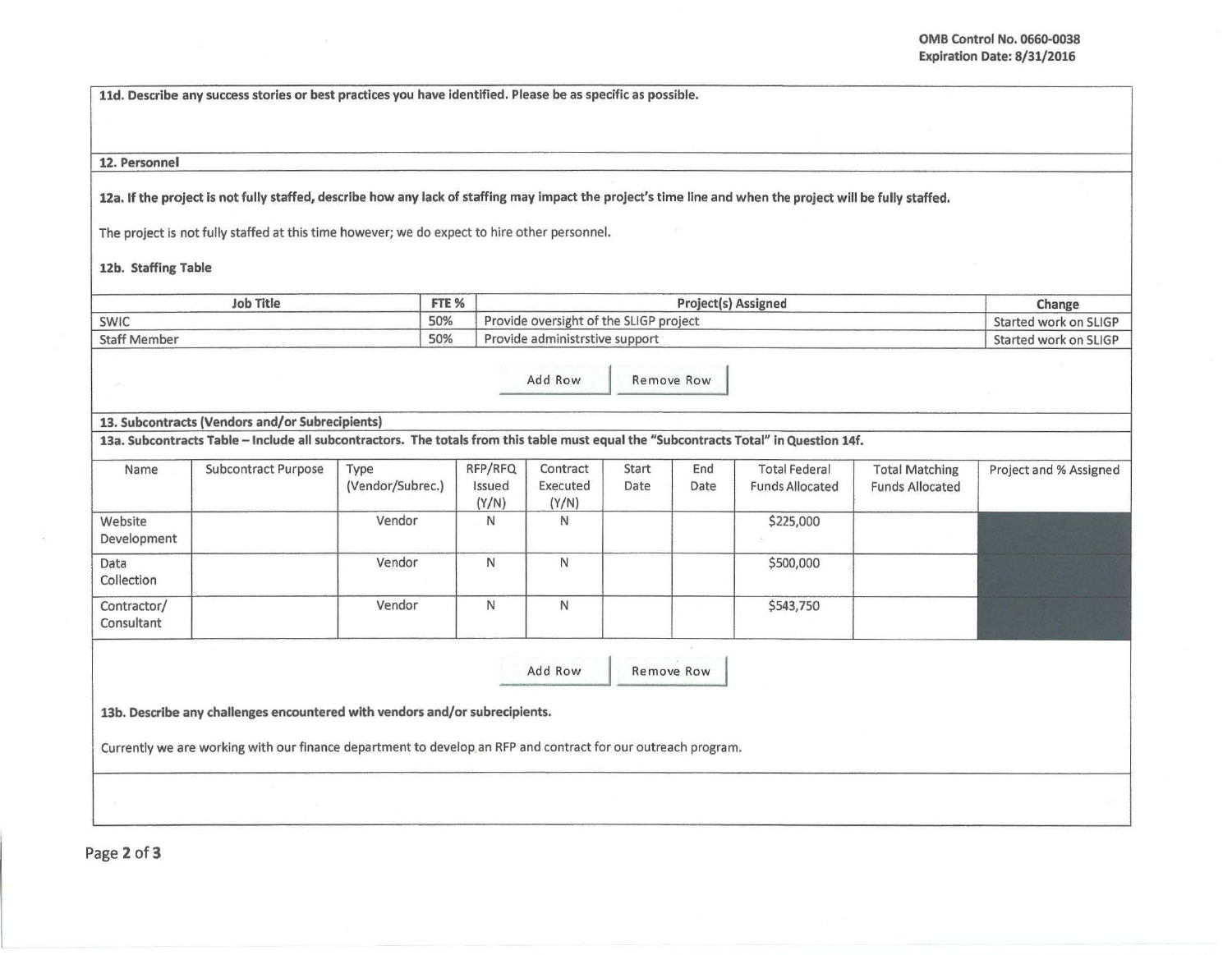**11d. Describe any success stories or best practices you have identified. Please be as specific as possible.**

**12. Personnel**

**12a. If the project is not fully staffed, describe how any lack of staffing may impact the project's time line and when the project will be fully staffed.**

The project is not fully staffed at this time however; we do expect to hire other personnel.

**12b. Staffing Table**

| Job Title | FTE % | Project(s) Assigned | Change |
|---|---|---|---|
| SWIC | 50% | Provide oversight of the SLIGP project | Started work on SLIGP |
| Staff Member | 50% | Provide administrstive support | Started work on SLIGP |

**13. Subcontracts (Vendors and/or Subrecipients)**

**13a. Subcontracts Table – Include all subcontractors. The totals from this table must equal the "Subcontracts Total" in Question 14f.**

| Name | Subcontract Purpose | Type (Vendor/Subrec.) | RFP/RFQ Issued (Y/N) | Contract Executed (Y/N) | Start Date | End Date | Total Federal Funds Allocated | Total Matching Funds Allocated | Project and % Assigned |
|---|---|---|---|---|---|---|---|---|---|
| Website Development | | Vendor | N | N | | | $225,000 | | |
| Data Collection | | Vendor | N | N | | | $500,000 | | |
| Contractor/ Consultant | | Vendor | N | N | | | $543,750 | | |

**13b. Describe any challenges encountered with vendors and/or subrecipients.**

Currently we are working with our finance department to develop an RFP and contract for our outreach program.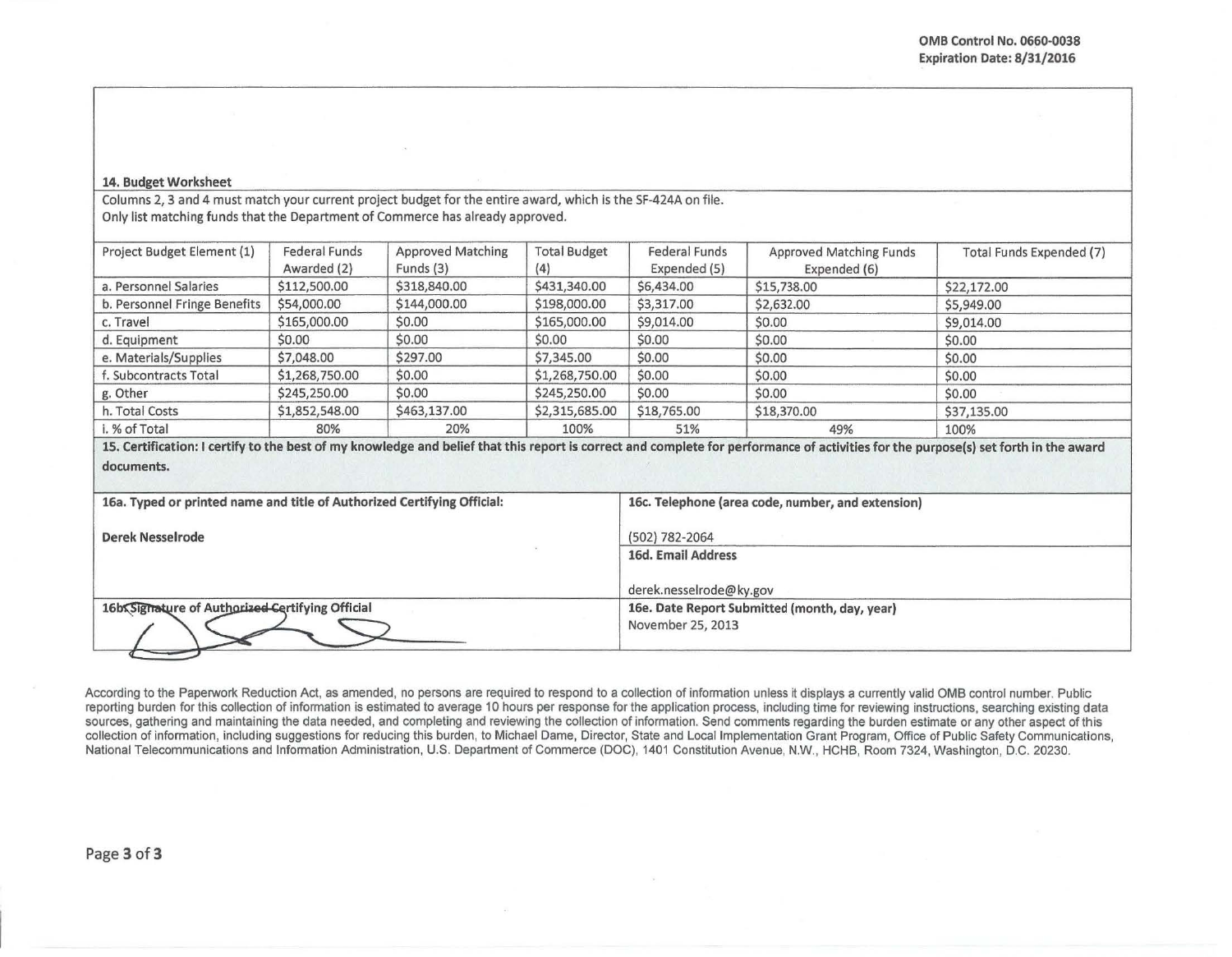OMB Control No. 0660-0038
Expiration Date: 8/31/2016

**14. Budget Worksheet**

Columns 2, 3 and 4 must match your current project budget for the entire award, which is the SF-424A on file.
Only list matching funds that the Department of Commerce has already approved.

| Project Budget Element (1) | Federal Funds Awarded (2) | Approved Matching Funds (3) | Total Budget (4) | Federal Funds Expended (5) | Approved Matching Funds Expended (6) | Total Funds Expended (7) |
|---|---|---|---|---|---|---|
| a. Personnel Salaries | $112,500.00 | $318,840.00 | $431,340.00 | $6,434.00 | $15,738.00 | $22,172.00 |
| b. Personnel Fringe Benefits | $54,000.00 | $144,000.00 | $198,000.00 | $3,317.00 | $2,632.00 | $5,949.00 |
| c. Travel | $165,000.00 | $0.00 | $165,000.00 | $9,014.00 | $0.00 | $9,014.00 |
| d. Equipment | $0.00 | $0.00 | $0.00 | $0.00 | $0.00 | $0.00 |
| e. Materials/Supplies | $7,048.00 | $297.00 | $7,345.00 | $0.00 | $0.00 | $0.00 |
| f. Subcontracts Total | $1,268,750.00 | $0.00 | $1,268,750.00 | $0.00 | $0.00 | $0.00 |
| g. Other | $245,250.00 | $0.00 | $245,250.00 | $0.00 | $0.00 | $0.00 |
| h. Total Costs | $1,852,548.00 | $463,137.00 | $2,315,685.00 | $18,765.00 | $18,370.00 | $37,135.00 |
| i. % of Total | 80% | 20% | 100% | 51% | 49% | 100% |

**15. Certification: I certify to the best of my knowledge and belief that this report is correct and complete for performance of activities for the purpose(s) set forth in the award documents.**

**16a. Typed or printed name and title of Authorized Certifying Official:**

**Derek Nesselrode**

**16b. Signature of Authorized Certifying Official**

**16c. Telephone (area code, number, and extension)**

(502) 782-2064

**16d. Email Address**

derek.nesselrode@ky.gov

**16e. Date Report Submitted (month, day, year)**

November 25, 2013

According to the Paperwork Reduction Act, as amended, no persons are required to respond to a collection of information unless it displays a currently valid OMB control number. Public reporting burden for this collection of information is estimated to average 10 hours per response for the application process, including time for reviewing instructions, searching existing data sources, gathering and maintaining the data needed, and completing and reviewing the collection of information. Send comments regarding the burden estimate or any other aspect of this collection of information, including suggestions for reducing this burden, to Michael Dame, Director, State and Local Implementation Grant Program, Office of Public Safety Communications, National Telecommunications and Information Administration, U.S. Department of Commerce (DOC), 1401 Constitution Avenue, N.W., HCHB, Room 7324, Washington, D.C. 20230.